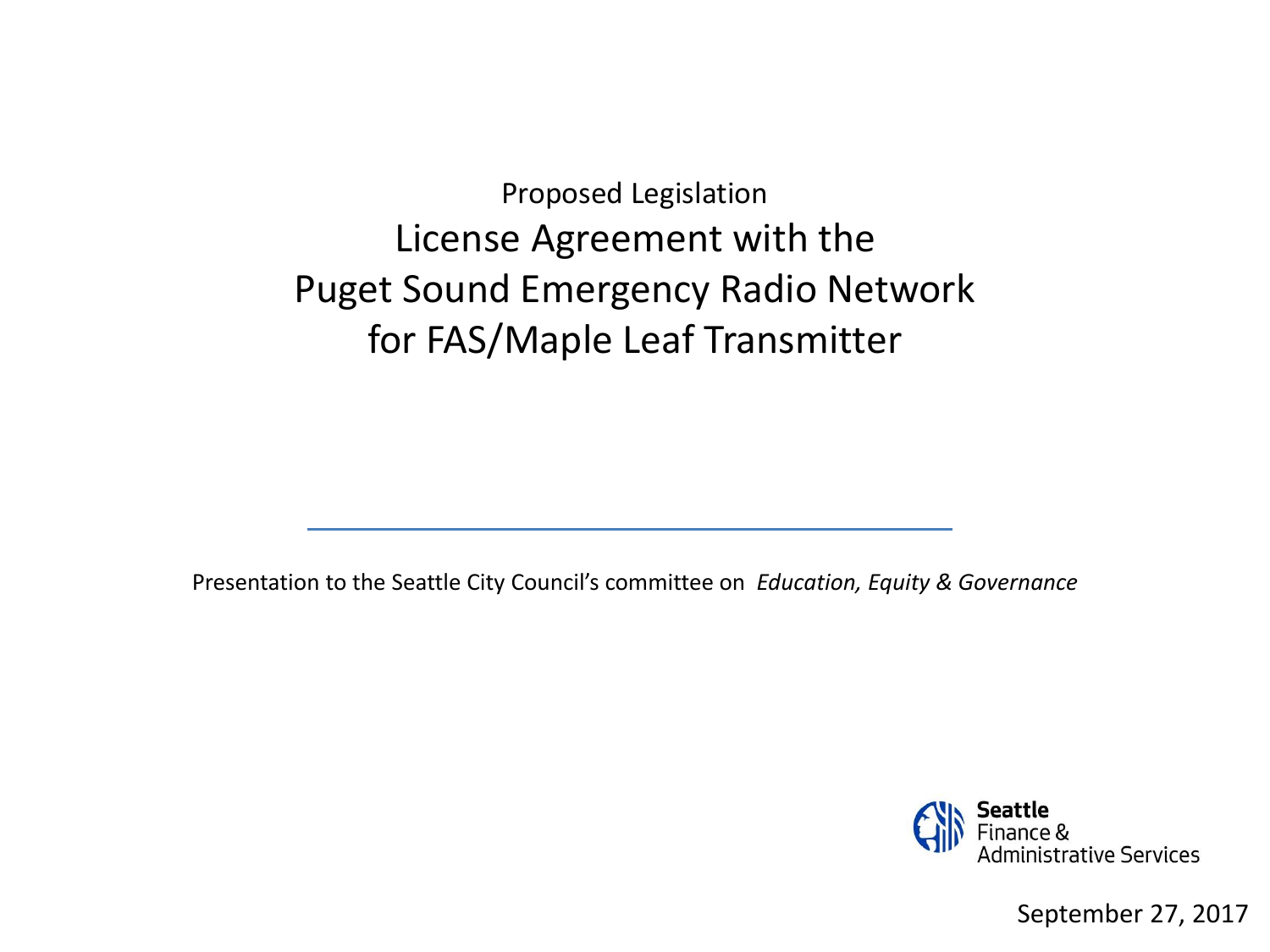Proposed Legislation

# License Agreement with the Puget Sound Emergency Radio Network for FAS/Maple Leaf Transmitter

Presentation to the Seattle City Council's committee on *Education, Equity & Governance*

**Seattle**
Finance &
Administrative Services

September 27, 2017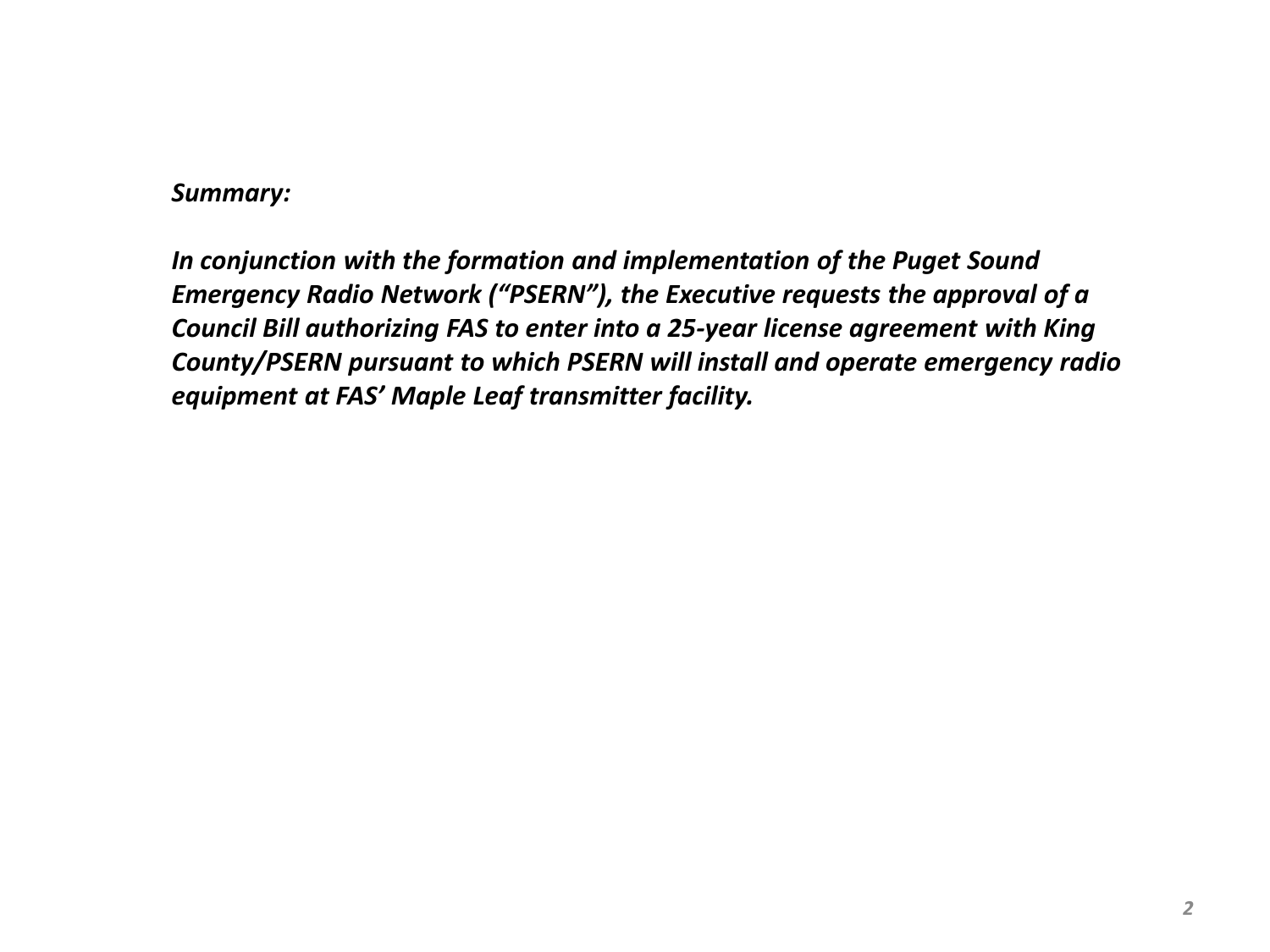***Summary:***

***In conjunction with the formation and implementation of the Puget Sound Emergency Radio Network ("PSERN"), the Executive requests the approval of a Council Bill authorizing FAS to enter into a 25-year license agreement with King County/PSERN pursuant to which PSERN will install and operate emergency radio equipment at FAS' Maple Leaf transmitter facility.***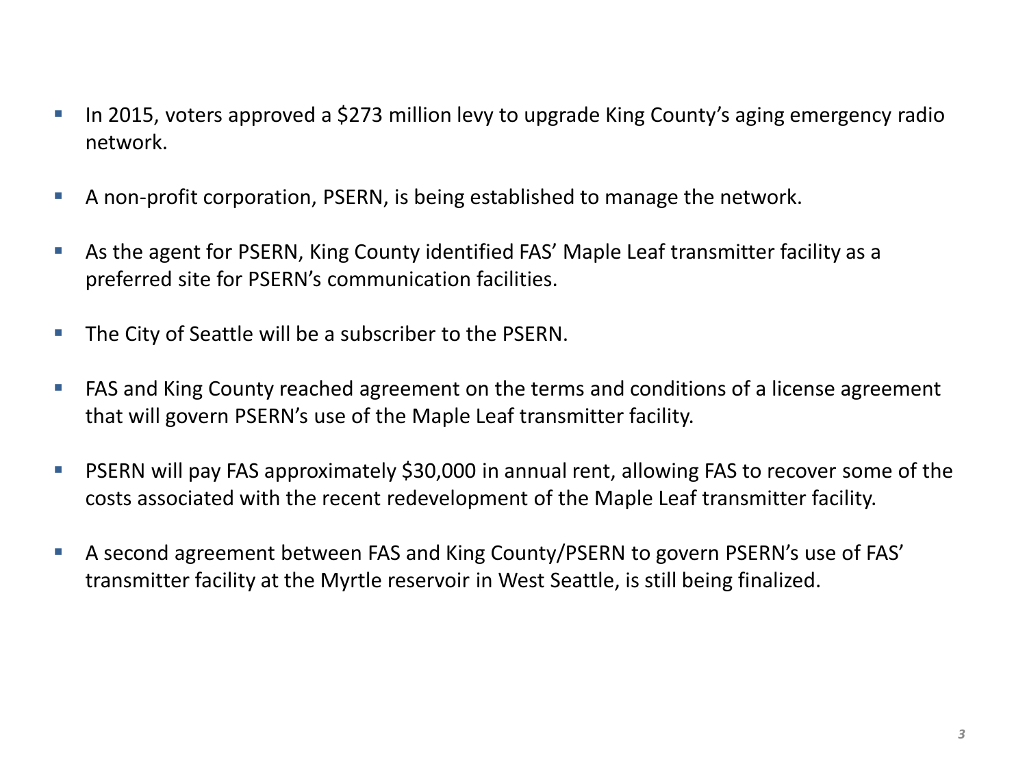- In 2015, voters approved a $273 million levy to upgrade King County's aging emergency radio network.
- A non-profit corporation, PSERN, is being established to manage the network.
- As the agent for PSERN, King County identified FAS' Maple Leaf transmitter facility as a preferred site for PSERN's communication facilities.
- The City of Seattle will be a subscriber to the PSERN.
- FAS and King County reached agreement on the terms and conditions of a license agreement that will govern PSERN's use of the Maple Leaf transmitter facility.
- PSERN will pay FAS approximately $30,000 in annual rent, allowing FAS to recover some of the costs associated with the recent redevelopment of the Maple Leaf transmitter facility.
- A second agreement between FAS and King County/PSERN to govern PSERN's use of FAS' transmitter facility at the Myrtle reservoir in West Seattle, is still being finalized.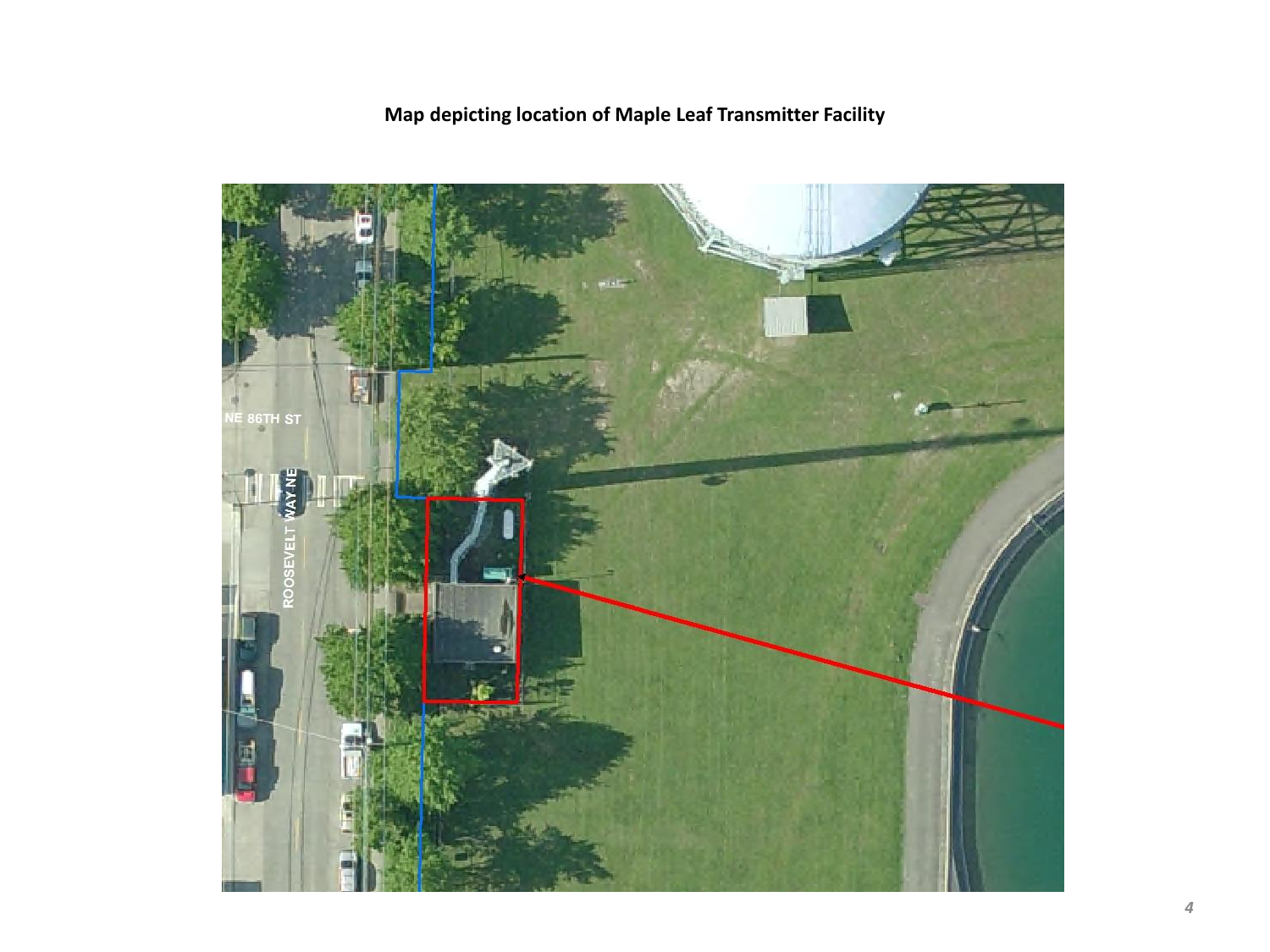**Map depicting location of Maple Leaf Transmitter Facility**

NE 86TH ST

ROOSEVELT WAY NE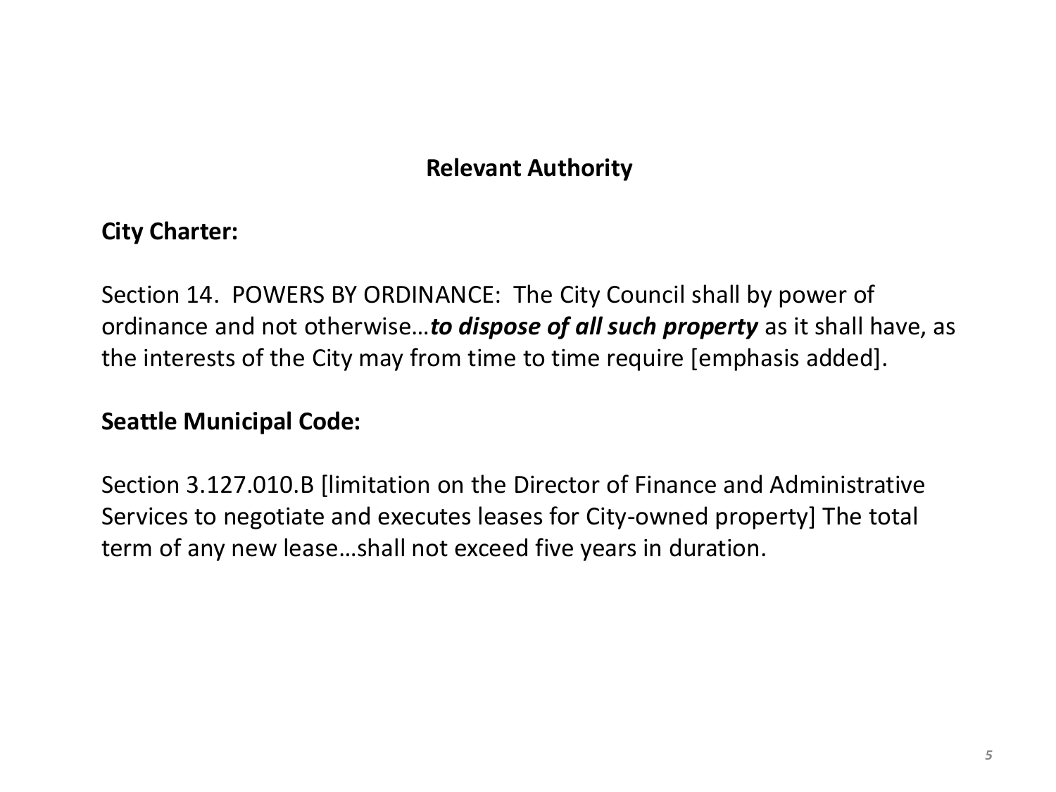## Relevant Authority

**City Charter:**

Section 14. POWERS BY ORDINANCE: The City Council shall by power of ordinance and not otherwise…***to dispose of all such property*** as it shall have, as the interests of the City may from time to time require [emphasis added].

**Seattle Municipal Code:**

Section 3.127.010.B [limitation on the Director of Finance and Administrative Services to negotiate and executes leases for City-owned property] The total term of any new lease…shall not exceed five years in duration.